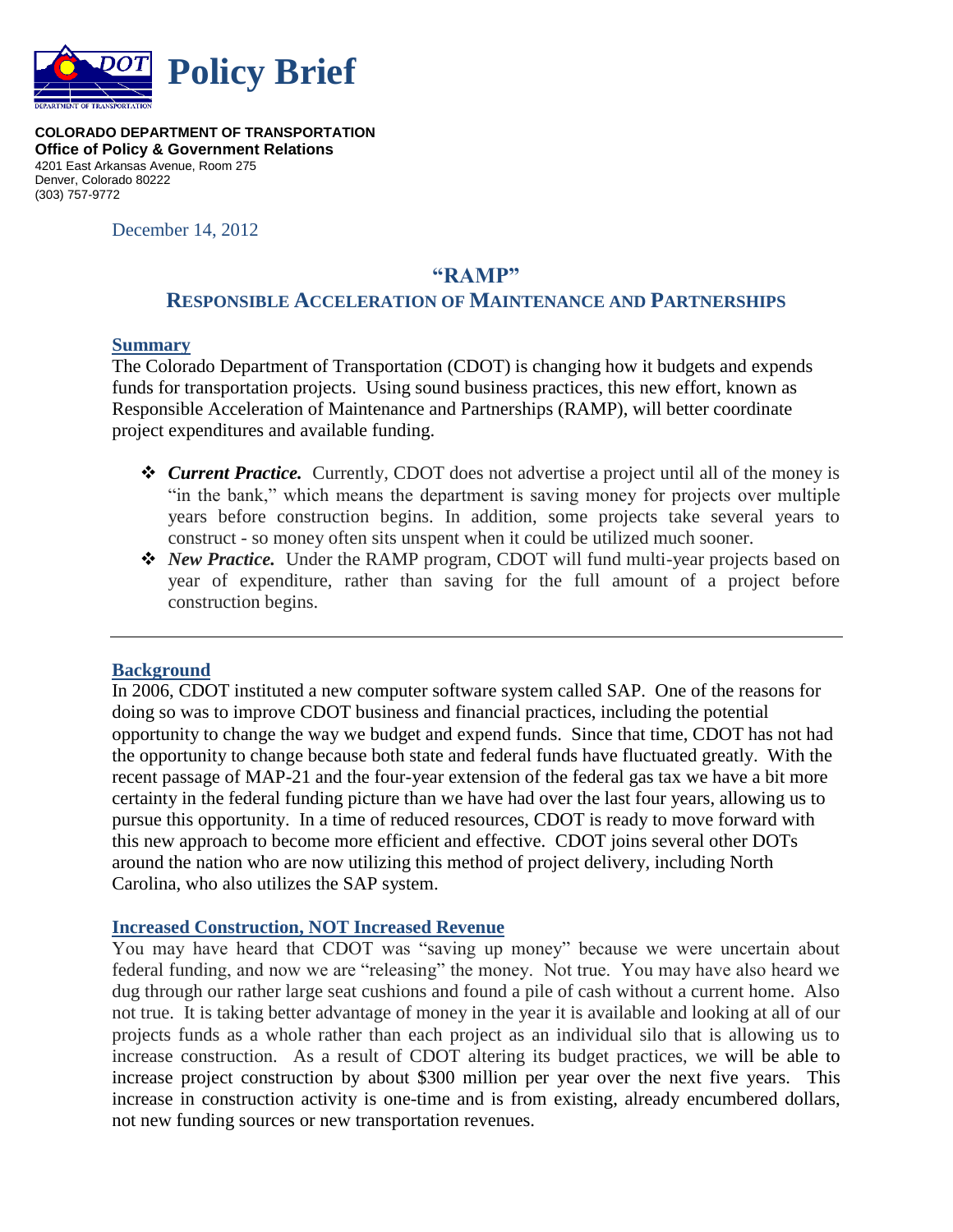# Policy Brief

**COLORADO DEPARTMENT OF TRANSPORTATION**
**Office of Policy & Government Relations**
4201 East Arkansas Avenue, Room 275
Denver, Colorado 80222
(303) 757-9772

December 14, 2012

## "RAMP"

## RESPONSIBLE ACCELERATION OF MAINTENANCE AND PARTNERSHIPS

### Summary

The Colorado Department of Transportation (CDOT) is changing how it budgets and expends funds for transportation projects. Using sound business practices, this new effort, known as Responsible Acceleration of Maintenance and Partnerships (RAMP), will better coordinate project expenditures and available funding.

- ***Current Practice.*** Currently, CDOT does not advertise a project until all of the money is "in the bank," which means the department is saving money for projects over multiple years before construction begins. In addition, some projects take several years to construct - so money often sits unspent when it could be utilized much sooner.
- ***New Practice.*** Under the RAMP program, CDOT will fund multi-year projects based on year of expenditure, rather than saving for the full amount of a project before construction begins.

---

### Background

In 2006, CDOT instituted a new computer software system called SAP. One of the reasons for doing so was to improve CDOT business and financial practices, including the potential opportunity to change the way we budget and expend funds. Since that time, CDOT has not had the opportunity to change because both state and federal funds have fluctuated greatly. With the recent passage of MAP-21 and the four-year extension of the federal gas tax we have a bit more certainty in the federal funding picture than we have had over the last four years, allowing us to pursue this opportunity. In a time of reduced resources, CDOT is ready to move forward with this new approach to become more efficient and effective. CDOT joins several other DOTs around the nation who are now utilizing this method of project delivery, including North Carolina, who also utilizes the SAP system.

### Increased Construction, NOT Increased Revenue

You may have heard that CDOT was "saving up money" because we were uncertain about federal funding, and now we are "releasing" the money. Not true. You may have also heard we dug through our rather large seat cushions and found a pile of cash without a current home. Also not true. It is taking better advantage of money in the year it is available and looking at all of our projects funds as a whole rather than each project as an individual silo that is allowing us to increase construction. As a result of CDOT altering its budget practices, we will be able to increase project construction by about $300 million per year over the next five years. This increase in construction activity is one-time and is from existing, already encumbered dollars, not new funding sources or new transportation revenues.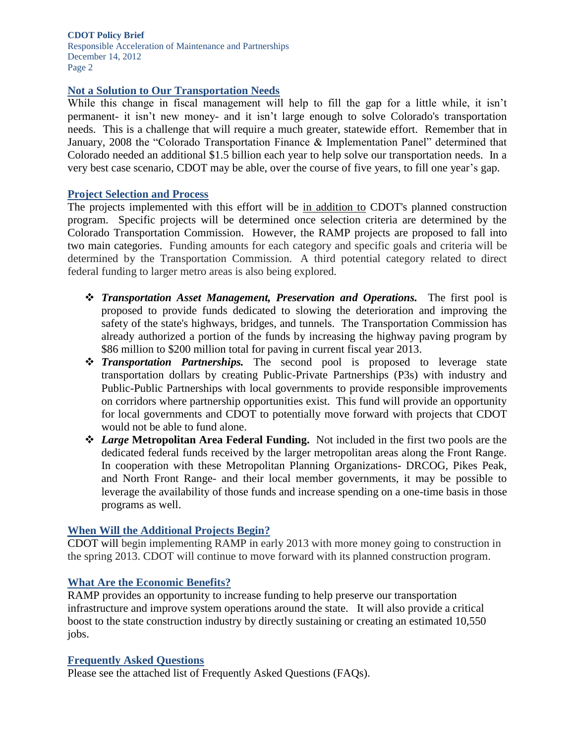## Not a Solution to Our Transportation Needs

While this change in fiscal management will help to fill the gap for a little while, it isn't permanent- it isn't new money- and it isn't large enough to solve Colorado's transportation needs. This is a challenge that will require a much greater, statewide effort. Remember that in January, 2008 the "Colorado Transportation Finance & Implementation Panel" determined that Colorado needed an additional $1.5 billion each year to help solve our transportation needs. In a very best case scenario, CDOT may be able, over the course of five years, to fill one year's gap.

## Project Selection and Process

The projects implemented with this effort will be in addition to CDOT's planned construction program. Specific projects will be determined once selection criteria are determined by the Colorado Transportation Commission. However, the RAMP projects are proposed to fall into two main categories. Funding amounts for each category and specific goals and criteria will be determined by the Transportation Commission. A third potential category related to direct federal funding to larger metro areas is also being explored.

- ***Transportation Asset Management, Preservation and Operations.*** The first pool is proposed to provide funds dedicated to slowing the deterioration and improving the safety of the state's highways, bridges, and tunnels. The Transportation Commission has already authorized a portion of the funds by increasing the highway paving program by $86 million to $200 million total for paving in current fiscal year 2013.
- ***Transportation Partnerships.*** The second pool is proposed to leverage state transportation dollars by creating Public-Private Partnerships (P3s) with industry and Public-Public Partnerships with local governments to provide responsible improvements on corridors where partnership opportunities exist. This fund will provide an opportunity for local governments and CDOT to potentially move forward with projects that CDOT would not be able to fund alone.
- ***Large* Metropolitan Area Federal Funding.** Not included in the first two pools are the dedicated federal funds received by the larger metropolitan areas along the Front Range. In cooperation with these Metropolitan Planning Organizations- DRCOG, Pikes Peak, and North Front Range- and their local member governments, it may be possible to leverage the availability of those funds and increase spending on a one-time basis in those programs as well.

## When Will the Additional Projects Begin?

CDOT will begin implementing RAMP in early 2013 with more money going to construction in the spring 2013. CDOT will continue to move forward with its planned construction program.

## What Are the Economic Benefits?

RAMP provides an opportunity to increase funding to help preserve our transportation infrastructure and improve system operations around the state. It will also provide a critical boost to the state construction industry by directly sustaining or creating an estimated 10,550 jobs.

## Frequently Asked Questions

Please see the attached list of Frequently Asked Questions (FAQs).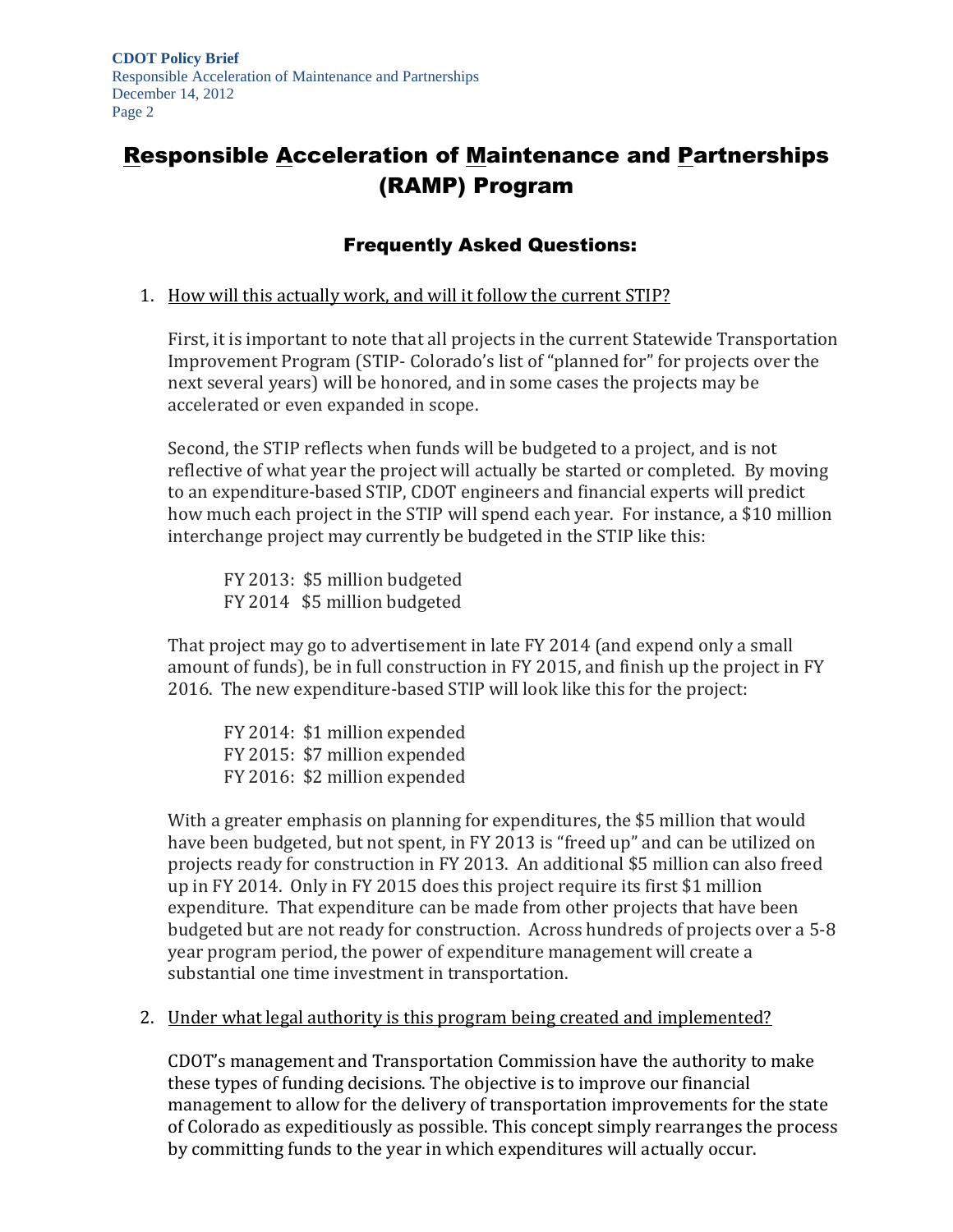# Responsible Acceleration of Maintenance and Partnerships (RAMP) Program

## Frequently Asked Questions:

1. How will this actually work, and will it follow the current STIP?

   First, it is important to note that all projects in the current Statewide Transportation Improvement Program (STIP- Colorado's list of "planned for" for projects over the next several years) will be honored, and in some cases the projects may be accelerated or even expanded in scope.

   Second, the STIP reflects when funds will be budgeted to a project, and is not reflective of what year the project will actually be started or completed. By moving to an expenditure-based STIP, CDOT engineers and financial experts will predict how much each project in the STIP will spend each year. For instance, a $10 million interchange project may currently be budgeted in the STIP like this:

   FY 2013: $5 million budgeted
   FY 2014 $5 million budgeted

   That project may go to advertisement in late FY 2014 (and expend only a small amount of funds), be in full construction in FY 2015, and finish up the project in FY 2016. The new expenditure-based STIP will look like this for the project:

   FY 2014: $1 million expended
   FY 2015: $7 million expended
   FY 2016: $2 million expended

   With a greater emphasis on planning for expenditures, the $5 million that would have been budgeted, but not spent, in FY 2013 is "freed up" and can be utilized on projects ready for construction in FY 2013. An additional $5 million can also freed up in FY 2014. Only in FY 2015 does this project require its first $1 million expenditure. That expenditure can be made from other projects that have been budgeted but are not ready for construction. Across hundreds of projects over a 5-8 year program period, the power of expenditure management will create a substantial one time investment in transportation.

2. Under what legal authority is this program being created and implemented?

   CDOT's management and Transportation Commission have the authority to make these types of funding decisions. The objective is to improve our financial management to allow for the delivery of transportation improvements for the state of Colorado as expeditiously as possible. This concept simply rearranges the process by committing funds to the year in which expenditures will actually occur.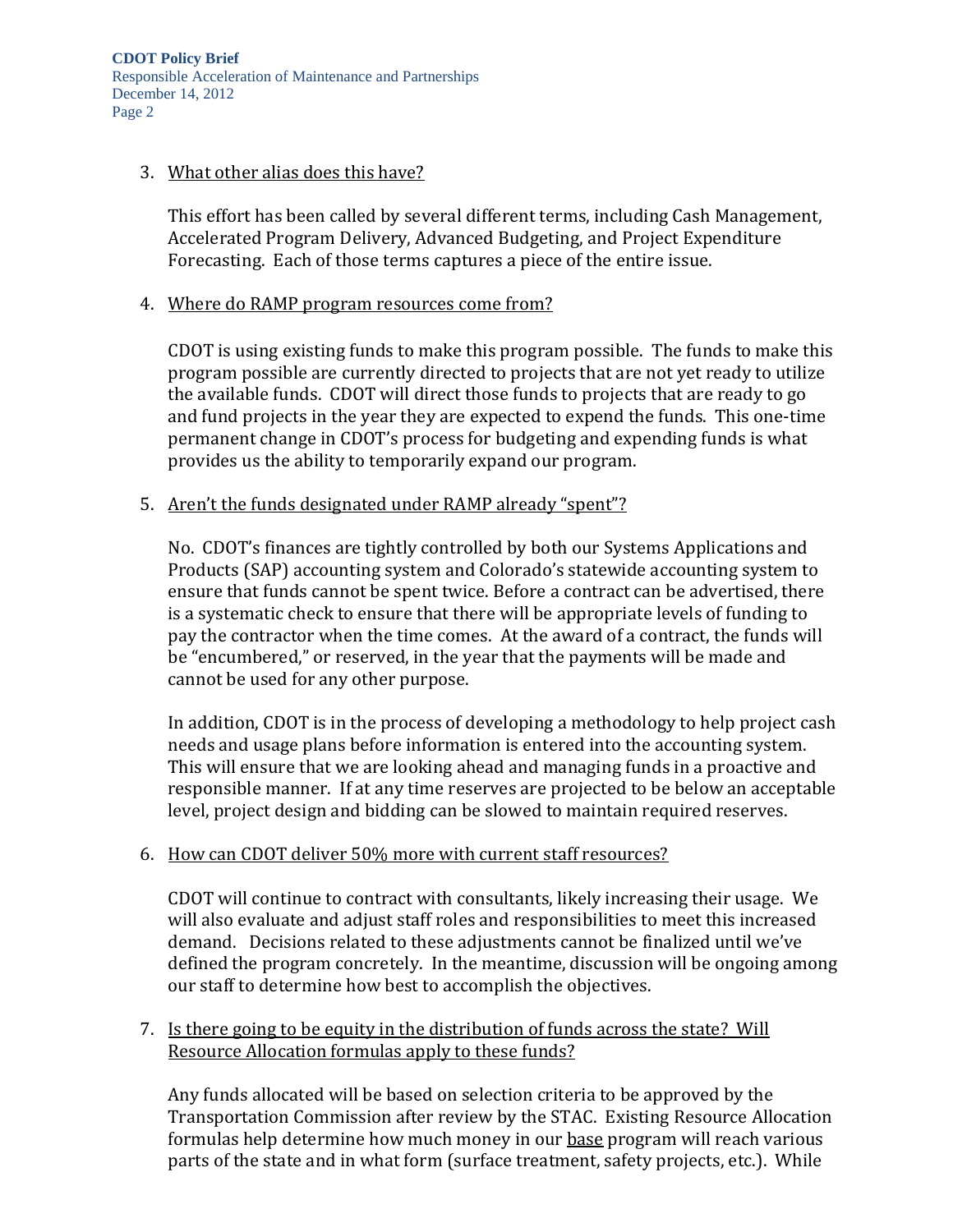3. <u>What other alias does this have?</u>

   This effort has been called by several different terms, including Cash Management, Accelerated Program Delivery, Advanced Budgeting, and Project Expenditure Forecasting. Each of those terms captures a piece of the entire issue.

4. <u>Where do RAMP program resources come from?</u>

   CDOT is using existing funds to make this program possible. The funds to make this program possible are currently directed to projects that are not yet ready to utilize the available funds. CDOT will direct those funds to projects that are ready to go and fund projects in the year they are expected to expend the funds. This one-time permanent change in CDOT's process for budgeting and expending funds is what provides us the ability to temporarily expand our program.

5. <u>Aren't the funds designated under RAMP already "spent"?</u>

   No. CDOT's finances are tightly controlled by both our Systems Applications and Products (SAP) accounting system and Colorado's statewide accounting system to ensure that funds cannot be spent twice. Before a contract can be advertised, there is a systematic check to ensure that there will be appropriate levels of funding to pay the contractor when the time comes. At the award of a contract, the funds will be "encumbered," or reserved, in the year that the payments will be made and cannot be used for any other purpose.

   In addition, CDOT is in the process of developing a methodology to help project cash needs and usage plans before information is entered into the accounting system. This will ensure that we are looking ahead and managing funds in a proactive and responsible manner. If at any time reserves are projected to be below an acceptable level, project design and bidding can be slowed to maintain required reserves.

6. <u>How can CDOT deliver 50% more with current staff resources?</u>

   CDOT will continue to contract with consultants, likely increasing their usage. We will also evaluate and adjust staff roles and responsibilities to meet this increased demand. Decisions related to these adjustments cannot be finalized until we've defined the program concretely. In the meantime, discussion will be ongoing among our staff to determine how best to accomplish the objectives.

7. <u>Is there going to be equity in the distribution of funds across the state? Will Resource Allocation formulas apply to these funds?</u>

   Any funds allocated will be based on selection criteria to be approved by the Transportation Commission after review by the STAC. Existing Resource Allocation formulas help determine how much money in our <u>base</u> program will reach various parts of the state and in what form (surface treatment, safety projects, etc.). While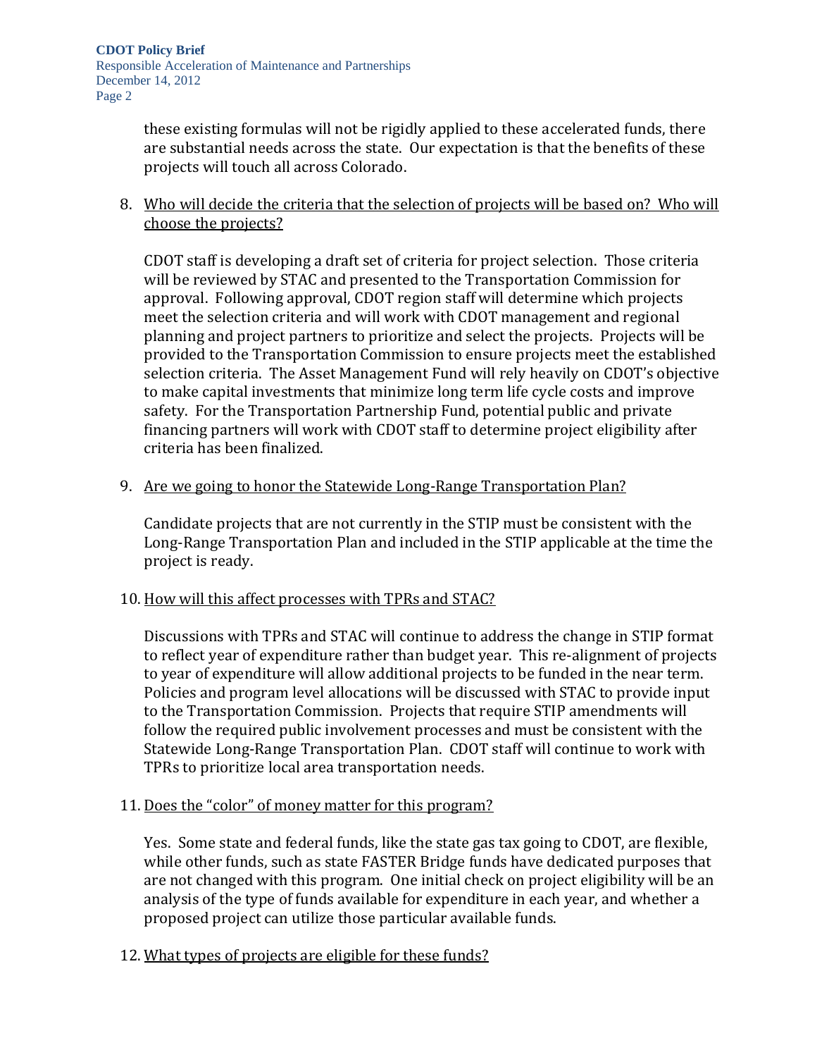these existing formulas will not be rigidly applied to these accelerated funds, there are substantial needs across the state. Our expectation is that the benefits of these projects will touch all across Colorado.

8. <u>Who will decide the criteria that the selection of projects will be based on? Who will choose the projects?</u>

   CDOT staff is developing a draft set of criteria for project selection. Those criteria will be reviewed by STAC and presented to the Transportation Commission for approval. Following approval, CDOT region staff will determine which projects meet the selection criteria and will work with CDOT management and regional planning and project partners to prioritize and select the projects. Projects will be provided to the Transportation Commission to ensure projects meet the established selection criteria. The Asset Management Fund will rely heavily on CDOT's objective to make capital investments that minimize long term life cycle costs and improve safety. For the Transportation Partnership Fund, potential public and private financing partners will work with CDOT staff to determine project eligibility after criteria has been finalized.

9. <u>Are we going to honor the Statewide Long-Range Transportation Plan?</u>

   Candidate projects that are not currently in the STIP must be consistent with the Long-Range Transportation Plan and included in the STIP applicable at the time the project is ready.

10. <u>How will this affect processes with TPRs and STAC?</u>

    Discussions with TPRs and STAC will continue to address the change in STIP format to reflect year of expenditure rather than budget year. This re-alignment of projects to year of expenditure will allow additional projects to be funded in the near term. Policies and program level allocations will be discussed with STAC to provide input to the Transportation Commission. Projects that require STIP amendments will follow the required public involvement processes and must be consistent with the Statewide Long-Range Transportation Plan. CDOT staff will continue to work with TPRs to prioritize local area transportation needs.

11. <u>Does the "color" of money matter for this program?</u>

    Yes. Some state and federal funds, like the state gas tax going to CDOT, are flexible, while other funds, such as state FASTER Bridge funds have dedicated purposes that are not changed with this program. One initial check on project eligibility will be an analysis of the type of funds available for expenditure in each year, and whether a proposed project can utilize those particular available funds.

12. <u>What types of projects are eligible for these funds?</u>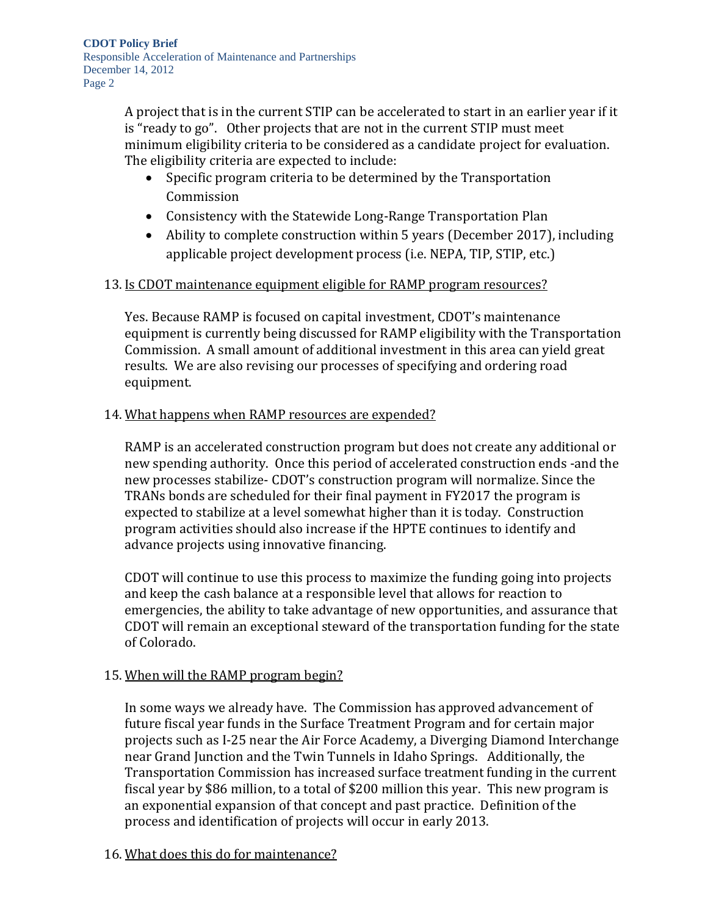A project that is in the current STIP can be accelerated to start in an earlier year if it is "ready to go". Other projects that are not in the current STIP must meet minimum eligibility criteria to be considered as a candidate project for evaluation. The eligibility criteria are expected to include:

- Specific program criteria to be determined by the Transportation Commission
- Consistency with the Statewide Long-Range Transportation Plan
- Ability to complete construction within 5 years (December 2017), including applicable project development process (i.e. NEPA, TIP, STIP, etc.)

13. <u>Is CDOT maintenance equipment eligible for RAMP program resources?</u>

    Yes. Because RAMP is focused on capital investment, CDOT's maintenance equipment is currently being discussed for RAMP eligibility with the Transportation Commission. A small amount of additional investment in this area can yield great results. We are also revising our processes of specifying and ordering road equipment.

14. <u>What happens when RAMP resources are expended?</u>

    RAMP is an accelerated construction program but does not create any additional or new spending authority. Once this period of accelerated construction ends -and the new processes stabilize- CDOT's construction program will normalize. Since the TRANs bonds are scheduled for their final payment in FY2017 the program is expected to stabilize at a level somewhat higher than it is today. Construction program activities should also increase if the HPTE continues to identify and advance projects using innovative financing.

    CDOT will continue to use this process to maximize the funding going into projects and keep the cash balance at a responsible level that allows for reaction to emergencies, the ability to take advantage of new opportunities, and assurance that CDOT will remain an exceptional steward of the transportation funding for the state of Colorado.

15. <u>When will the RAMP program begin?</u>

    In some ways we already have. The Commission has approved advancement of future fiscal year funds in the Surface Treatment Program and for certain major projects such as I-25 near the Air Force Academy, a Diverging Diamond Interchange near Grand Junction and the Twin Tunnels in Idaho Springs. Additionally, the Transportation Commission has increased surface treatment funding in the current fiscal year by $86 million, to a total of $200 million this year. This new program is an exponential expansion of that concept and past practice. Definition of the process and identification of projects will occur in early 2013.

16. <u>What does this do for maintenance?</u>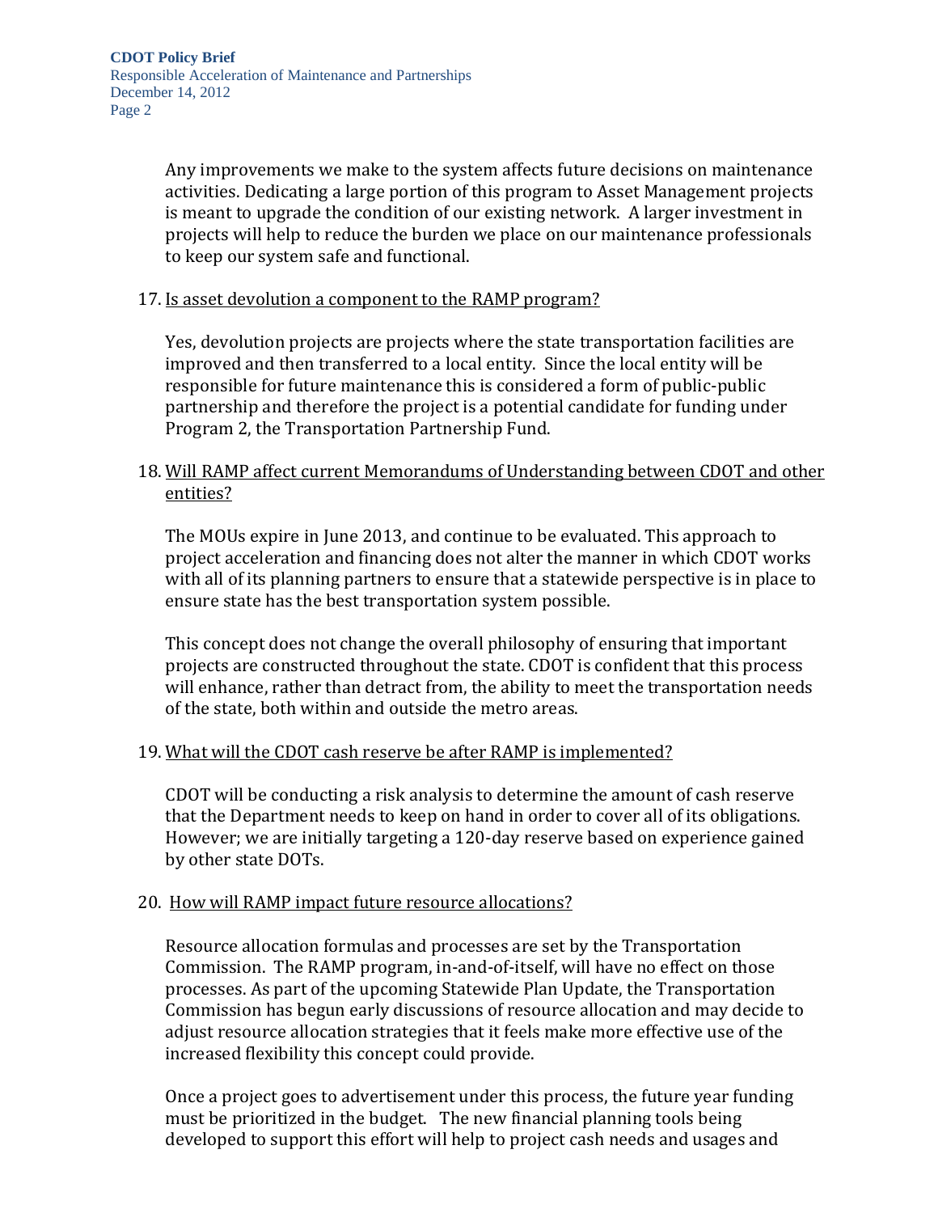Any improvements we make to the system affects future decisions on maintenance activities. Dedicating a large portion of this program to Asset Management projects is meant to upgrade the condition of our existing network. A larger investment in projects will help to reduce the burden we place on our maintenance professionals to keep our system safe and functional.

17. Is asset devolution a component to the RAMP program?

    Yes, devolution projects are projects where the state transportation facilities are improved and then transferred to a local entity. Since the local entity will be responsible for future maintenance this is considered a form of public-public partnership and therefore the project is a potential candidate for funding under Program 2, the Transportation Partnership Fund.

18. Will RAMP affect current Memorandums of Understanding between CDOT and other entities?

    The MOUs expire in June 2013, and continue to be evaluated. This approach to project acceleration and financing does not alter the manner in which CDOT works with all of its planning partners to ensure that a statewide perspective is in place to ensure state has the best transportation system possible.

    This concept does not change the overall philosophy of ensuring that important projects are constructed throughout the state. CDOT is confident that this process will enhance, rather than detract from, the ability to meet the transportation needs of the state, both within and outside the metro areas.

19. What will the CDOT cash reserve be after RAMP is implemented?

    CDOT will be conducting a risk analysis to determine the amount of cash reserve that the Department needs to keep on hand in order to cover all of its obligations. However; we are initially targeting a 120-day reserve based on experience gained by other state DOTs.

20. How will RAMP impact future resource allocations?

    Resource allocation formulas and processes are set by the Transportation Commission. The RAMP program, in-and-of-itself, will have no effect on those processes. As part of the upcoming Statewide Plan Update, the Transportation Commission has begun early discussions of resource allocation and may decide to adjust resource allocation strategies that it feels make more effective use of the increased flexibility this concept could provide.

    Once a project goes to advertisement under this process, the future year funding must be prioritized in the budget. The new financial planning tools being developed to support this effort will help to project cash needs and usages and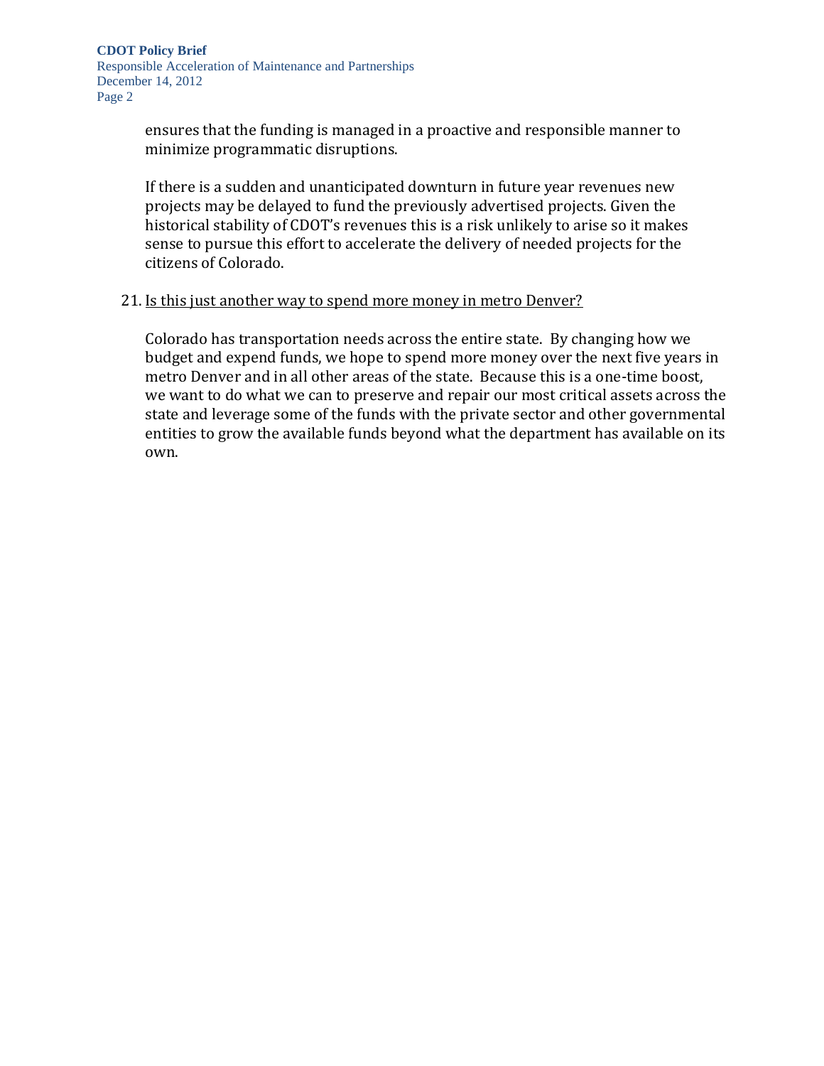ensures that the funding is managed in a proactive and responsible manner to minimize programmatic disruptions.

If there is a sudden and unanticipated downturn in future year revenues new projects may be delayed to fund the previously advertised projects. Given the historical stability of CDOT's revenues this is a risk unlikely to arise so it makes sense to pursue this effort to accelerate the delivery of needed projects for the citizens of Colorado.

21. Is this just another way to spend more money in metro Denver?

    Colorado has transportation needs across the entire state. By changing how we budget and expend funds, we hope to spend more money over the next five years in metro Denver and in all other areas of the state. Because this is a one-time boost, we want to do what we can to preserve and repair our most critical assets across the state and leverage some of the funds with the private sector and other governmental entities to grow the available funds beyond what the department has available on its own.